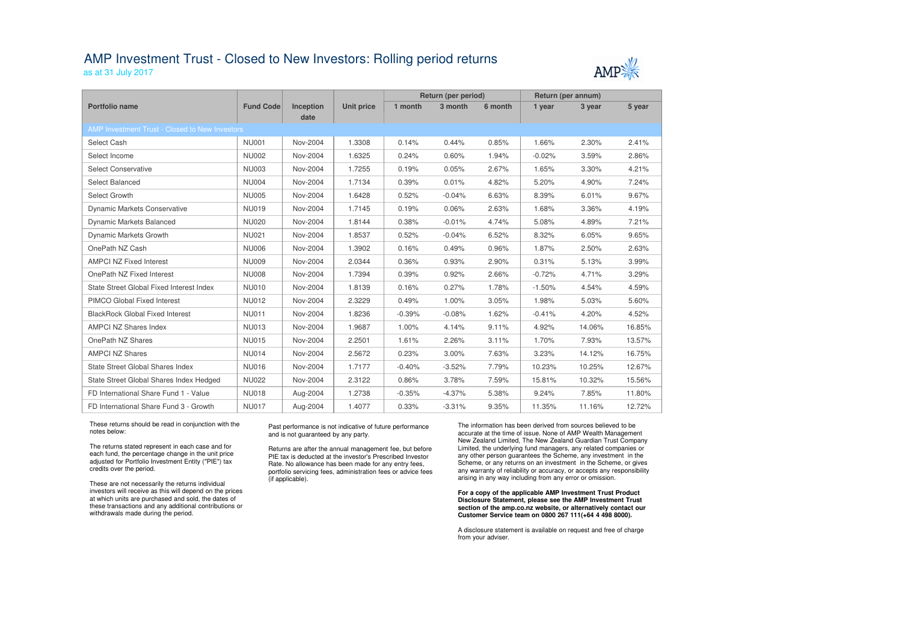# AMP Investment Trust - Closed to New Investors: Rolling period returns

as at 31 July 2017

| Portfolio name | Fund Code | Inception date | Unit price | Return (per period) | | | Return (per annum) | | |
|---|---|---|---|---|---|---|---|---|---|
| | | | | 1 month | 3 month | 6 month | 1 year | 3 year | 5 year |
| AMP Investment Trust - Closed to New Investors | | | | | | | | | |
| Select Cash | NU001 | Nov-2004 | 1.3308 | 0.14% | 0.44% | 0.85% | 1.66% | 2.30% | 2.41% |
| Select Income | NU002 | Nov-2004 | 1.6325 | 0.24% | 0.60% | 1.94% | -0.02% | 3.59% | 2.86% |
| Select Conservative | NU003 | Nov-2004 | 1.7255 | 0.19% | 0.05% | 2.67% | 1.65% | 3.30% | 4.21% |
| Select Balanced | NU004 | Nov-2004 | 1.7134 | 0.39% | 0.01% | 4.82% | 5.20% | 4.90% | 7.24% |
| Select Growth | NU005 | Nov-2004 | 1.6428 | 0.52% | -0.04% | 6.63% | 8.39% | 6.01% | 9.67% |
| Dynamic Markets Conservative | NU019 | Nov-2004 | 1.7145 | 0.19% | 0.06% | 2.63% | 1.68% | 3.36% | 4.19% |
| Dynamic Markets Balanced | NU020 | Nov-2004 | 1.8144 | 0.38% | -0.01% | 4.74% | 5.08% | 4.89% | 7.21% |
| Dynamic Markets Growth | NU021 | Nov-2004 | 1.8537 | 0.52% | -0.04% | 6.52% | 8.32% | 6.05% | 9.65% |
| OnePath NZ Cash | NU006 | Nov-2004 | 1.3902 | 0.16% | 0.49% | 0.96% | 1.87% | 2.50% | 2.63% |
| AMPCI NZ Fixed Interest | NU009 | Nov-2004 | 2.0344 | 0.36% | 0.93% | 2.90% | 0.31% | 5.13% | 3.99% |
| OnePath NZ Fixed Interest | NU008 | Nov-2004 | 1.7394 | 0.39% | 0.92% | 2.66% | -0.72% | 4.71% | 3.29% |
| State Street Global Fixed Interest Index | NU010 | Nov-2004 | 1.8139 | 0.16% | 0.27% | 1.78% | -1.50% | 4.54% | 4.59% |
| PIMCO Global Fixed Interest | NU012 | Nov-2004 | 2.3229 | 0.49% | 1.00% | 3.05% | 1.98% | 5.03% | 5.60% |
| BlackRock Global Fixed Interest | NU011 | Nov-2004 | 1.8236 | -0.39% | -0.08% | 1.62% | -0.41% | 4.20% | 4.52% |
| AMPCI NZ Shares Index | NU013 | Nov-2004 | 1.9687 | 1.00% | 4.14% | 9.11% | 4.92% | 14.06% | 16.85% |
| OnePath NZ Shares | NU015 | Nov-2004 | 2.2501 | 1.61% | 2.26% | 3.11% | 1.70% | 7.93% | 13.57% |
| AMPCI NZ Shares | NU014 | Nov-2004 | 2.5672 | 0.23% | 3.00% | 7.63% | 3.23% | 14.12% | 16.75% |
| State Street Global Shares Index | NU016 | Nov-2004 | 1.7177 | -0.40% | -3.52% | 7.79% | 10.23% | 10.25% | 12.67% |
| State Street Global Shares Index Hedged | NU022 | Nov-2004 | 2.3122 | 0.86% | 3.78% | 7.59% | 15.81% | 10.32% | 15.56% |
| FD International Share Fund 1 - Value | NU018 | Aug-2004 | 1.2738 | -0.35% | -4.37% | 5.38% | 9.24% | 7.85% | 11.80% |
| FD International Share Fund 3 - Growth | NU017 | Aug-2004 | 1.4077 | 0.33% | -3.31% | 9.35% | 11.35% | 11.16% | 12.72% |

These returns should be read in conjunction with the notes below:

The returns stated represent in each case and for each fund, the percentage change in the unit price adjusted for Portfolio Investment Entity ("PIE") tax credits over the period.

These are not necessarily the returns individual investors will receive as this will depend on the prices at which units are purchased and sold, the dates of these transactions and any additional contributions or withdrawals made during the period.

Past performance is not indicative of future performance and is not guaranteed by any party.

Returns are after the annual management fee, but before PIE tax is deducted at the investor's Prescribed Investor Rate. No allowance has been made for any entry fees, portfolio servicing fees, administration fees or advice fees (if applicable).

The information has been derived from sources believed to be accurate at the time of issue. None of AMP Wealth Management New Zealand Limited, The New Zealand Guardian Trust Company Limited, the underlying fund managers, any related companies or any other person guarantees the Scheme, any investment in the Scheme, or any returns on an investment in the Scheme, or gives any warranty of reliability or accuracy, or accepts any responsibility arising in any way including from any error or omission.

**For a copy of the applicable AMP Investment Trust Product Disclosure Statement, please see the AMP Investment Trust section of the amp.co.nz website, or alternatively contact our Customer Service team on 0800 267 111(+64 4 498 8000).**

A disclosure statement is available on request and free of charge from your adviser.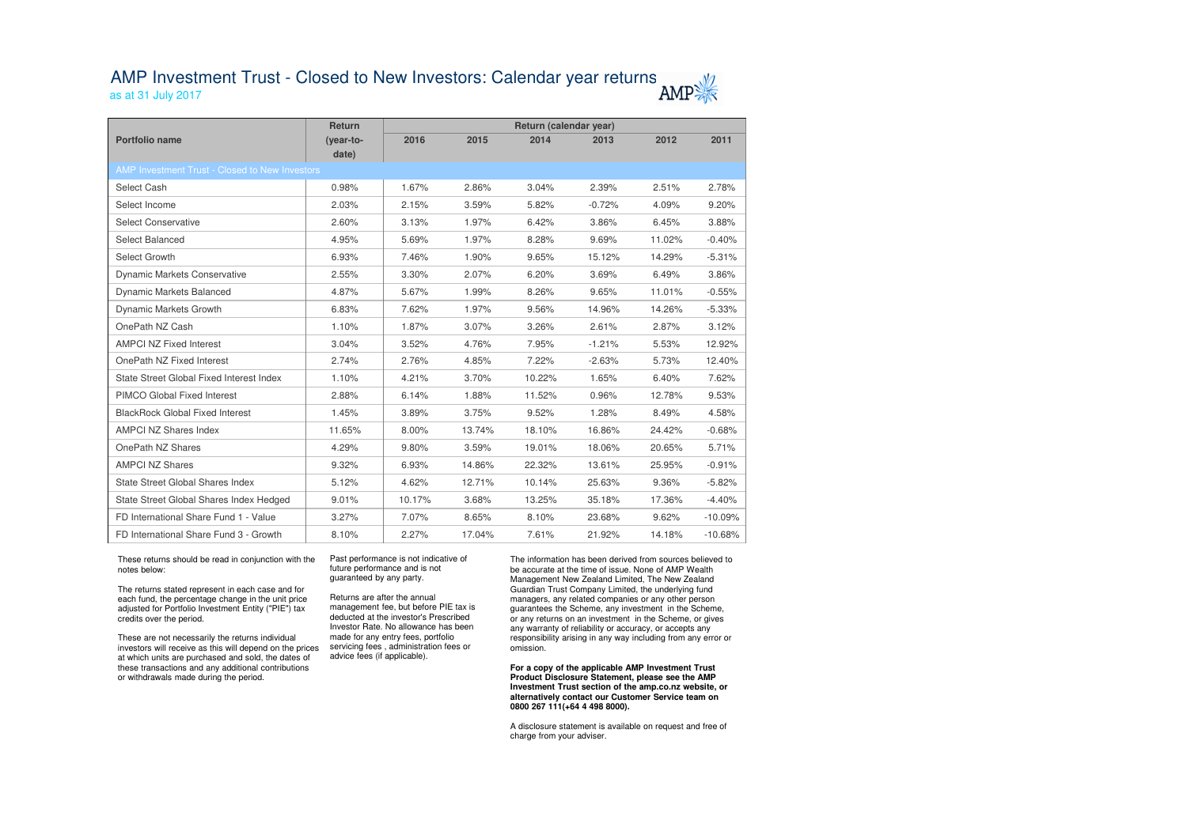# AMP Investment Trust - Closed to New Investors: Calendar year returns

as at 31 July 2017

| Portfolio name | Return (year-to-date) | Return (calendar year) | | | | | |
|---|---|---|---|---|---|---|---|
| | | 2016 | 2015 | 2014 | 2013 | 2012 | 2011 |
| **AMP Investment Trust - Closed to New Investors** | | | | | | | |
| Select Cash | 0.98% | 1.67% | 2.86% | 3.04% | 2.39% | 2.51% | 2.78% |
| Select Income | 2.03% | 2.15% | 3.59% | 5.82% | -0.72% | 4.09% | 9.20% |
| Select Conservative | 2.60% | 3.13% | 1.97% | 6.42% | 3.86% | 6.45% | 3.88% |
| Select Balanced | 4.95% | 5.69% | 1.97% | 8.28% | 9.69% | 11.02% | -0.40% |
| Select Growth | 6.93% | 7.46% | 1.90% | 9.65% | 15.12% | 14.29% | -5.31% |
| Dynamic Markets Conservative | 2.55% | 3.30% | 2.07% | 6.20% | 3.69% | 6.49% | 3.86% |
| Dynamic Markets Balanced | 4.87% | 5.67% | 1.99% | 8.26% | 9.65% | 11.01% | -0.55% |
| Dynamic Markets Growth | 6.83% | 7.62% | 1.97% | 9.56% | 14.96% | 14.26% | -5.33% |
| OnePath NZ Cash | 1.10% | 1.87% | 3.07% | 3.26% | 2.61% | 2.87% | 3.12% |
| AMPCI NZ Fixed Interest | 3.04% | 3.52% | 4.76% | 7.95% | -1.21% | 5.53% | 12.92% |
| OnePath NZ Fixed Interest | 2.74% | 2.76% | 4.85% | 7.22% | -2.63% | 5.73% | 12.40% |
| State Street Global Fixed Interest Index | 1.10% | 4.21% | 3.70% | 10.22% | 1.65% | 6.40% | 7.62% |
| PIMCO Global Fixed Interest | 2.88% | 6.14% | 1.88% | 11.52% | 0.96% | 12.78% | 9.53% |
| BlackRock Global Fixed Interest | 1.45% | 3.89% | 3.75% | 9.52% | 1.28% | 8.49% | 4.58% |
| AMPCI NZ Shares Index | 11.65% | 8.00% | 13.74% | 18.10% | 16.86% | 24.42% | -0.68% |
| OnePath NZ Shares | 4.29% | 9.80% | 3.59% | 19.01% | 18.06% | 20.65% | 5.71% |
| AMPCI NZ Shares | 9.32% | 6.93% | 14.86% | 22.32% | 13.61% | 25.95% | -0.91% |
| State Street Global Shares Index | 5.12% | 4.62% | 12.71% | 10.14% | 25.63% | 9.36% | -5.82% |
| State Street Global Shares Index Hedged | 9.01% | 10.17% | 3.68% | 13.25% | 35.18% | 17.36% | -4.40% |
| FD International Share Fund 1 - Value | 3.27% | 7.07% | 8.65% | 8.10% | 23.68% | 9.62% | -10.09% |
| FD International Share Fund 3 - Growth | 8.10% | 2.27% | 17.04% | 7.61% | 21.92% | 14.18% | -10.68% |

These returns should be read in conjunction with the notes below:

The returns stated represent in each case and for each fund, the percentage change in the unit price adjusted for Portfolio Investment Entity ("PIE") tax credits over the period.

These are not necessarily the returns individual investors will receive as this will depend on the prices at which units are purchased and sold, the dates of these transactions and any additional contributions or withdrawals made during the period.

Past performance is not indicative of future performance and is not guaranteed by any party.

Returns are after the annual management fee, but before PIE tax is deducted at the investor's Prescribed Investor Rate. No allowance has been made for any entry fees, portfolio servicing fees , administration fees or advice fees (if applicable).

The information has been derived from sources believed to be accurate at the time of issue. None of AMP Wealth Management New Zealand Limited, The New Zealand Guardian Trust Company Limited, the underlying fund managers, any related companies or any other person guarantees the Scheme, any investment in the Scheme, or any returns on an investment in the Scheme, or gives any warranty of reliability or accuracy, or accepts any responsibility arising in any way including from any error or omission.

**For a copy of the applicable AMP Investment Trust Product Disclosure Statement, please see the AMP Investment Trust section of the amp.co.nz website, or alternatively contact our Customer Service team on 0800 267 111(+64 4 498 8000).**

A disclosure statement is available on request and free of charge from your adviser.